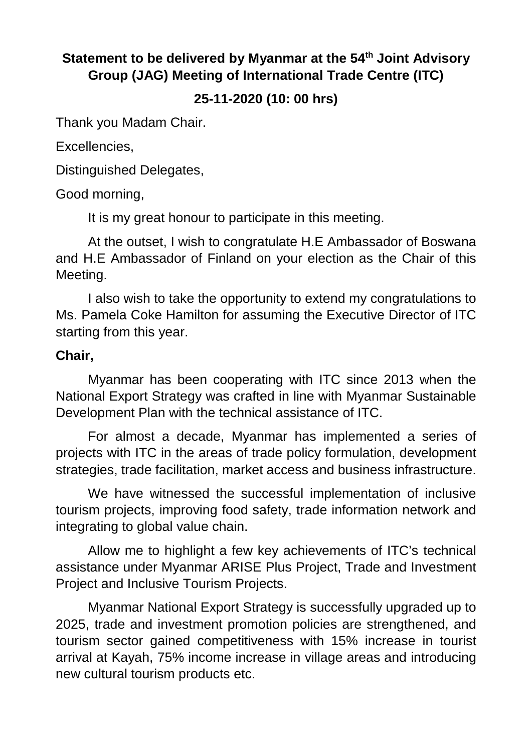**Statement to be delivered by Myanmar at the 54th Joint Advisory Group (JAG) Meeting of International Trade Centre (ITC)**

**25-11-2020 (10: 00 hrs)**

Thank you Madam Chair.

Excellencies,

Distinguished Delegates,

Good morning,

It is my great honour to participate in this meeting.

At the outset, I wish to congratulate H.E Ambassador of Boswana and H.E Ambassador of Finland on your election as the Chair of this Meeting.

I also wish to take the opportunity to extend my congratulations to Ms. Pamela Coke Hamilton for assuming the Executive Director of ITC starting from this year.

**Chair,**

Myanmar has been cooperating with ITC since 2013 when the National Export Strategy was crafted in line with Myanmar Sustainable Development Plan with the technical assistance of ITC.

For almost a decade, Myanmar has implemented a series of projects with ITC in the areas of trade policy formulation, development strategies, trade facilitation, market access and business infrastructure.

We have witnessed the successful implementation of inclusive tourism projects, improving food safety, trade information network and integrating to global value chain.

Allow me to highlight a few key achievements of ITC's technical assistance under Myanmar ARISE Plus Project, Trade and Investment Project and Inclusive Tourism Projects.

Myanmar National Export Strategy is successfully upgraded up to 2025, trade and investment promotion policies are strengthened, and tourism sector gained competitiveness with 15% increase in tourist arrival at Kayah, 75% income increase in village areas and introducing new cultural tourism products etc.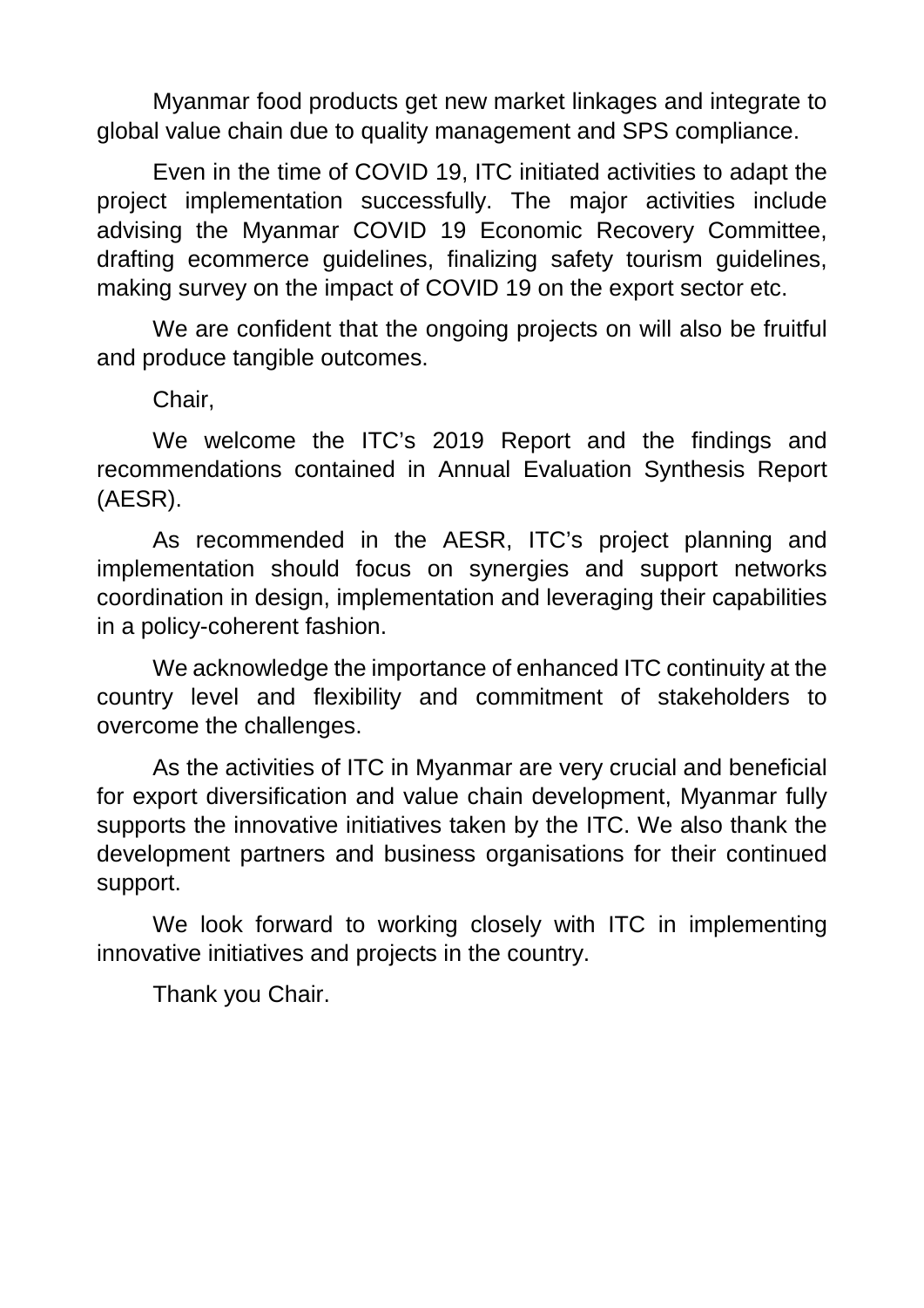Myanmar food products get new market linkages and integrate to global value chain due to quality management and SPS compliance.

Even in the time of COVID 19, ITC initiated activities to adapt the project implementation successfully. The major activities include advising the Myanmar COVID 19 Economic Recovery Committee, drafting ecommerce guidelines, finalizing safety tourism guidelines, making survey on the impact of COVID 19 on the export sector etc.

We are confident that the ongoing projects on will also be fruitful and produce tangible outcomes.

Chair,

We welcome the ITC's 2019 Report and the findings and recommendations contained in Annual Evaluation Synthesis Report (AESR).

As recommended in the AESR, ITC's project planning and implementation should focus on synergies and support networks coordination in design, implementation and leveraging their capabilities in a policy-coherent fashion.

We acknowledge the importance of enhanced ITC continuity at the country level and flexibility and commitment of stakeholders to overcome the challenges.

As the activities of ITC in Myanmar are very crucial and beneficial for export diversification and value chain development, Myanmar fully supports the innovative initiatives taken by the ITC. We also thank the development partners and business organisations for their continued support.

We look forward to working closely with ITC in implementing innovative initiatives and projects in the country.

Thank you Chair.